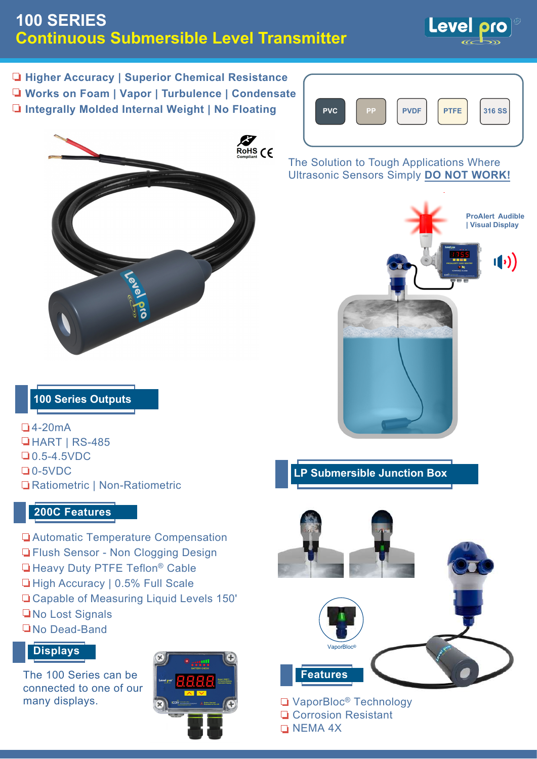# 100 SERIES
## Continuous Submersible Level Transmitter

- Higher Accuracy | Superior Chemical Resistance
- Works on Foam | Vapor | Turbulence | Condensate
- Integrally Molded Internal Weight | No Floating

PVC | PP | PVDF | PTFE | 316 SS

RoHS Compliant CE

The Solution to Tough Applications Where Ultrasonic Sensors Simply **DO NOT WORK!**

ProAlert Audible | Visual Display

### 100 Series Outputs

- 4-20mA
- HART | RS-485
- 0.5-4.5VDC
- 0-5VDC
- Ratiometric | Non-Ratiometric

### 200C Features

- Automatic Temperature Compensation
- Flush Sensor - Non Clogging Design
- Heavy Duty PTFE Teflon® Cable
- High Accuracy | 0.5% Full Scale
- Capable of Measuring Liquid Levels 150'
- No Lost Signals
- No Dead-Band

### Displays

The 100 Series can be connected to one of our many displays.

### LP Submersible Junction Box

VaporBloc®

### Features

- VaporBloc® Technology
- Corrosion Resistant
- NEMA 4X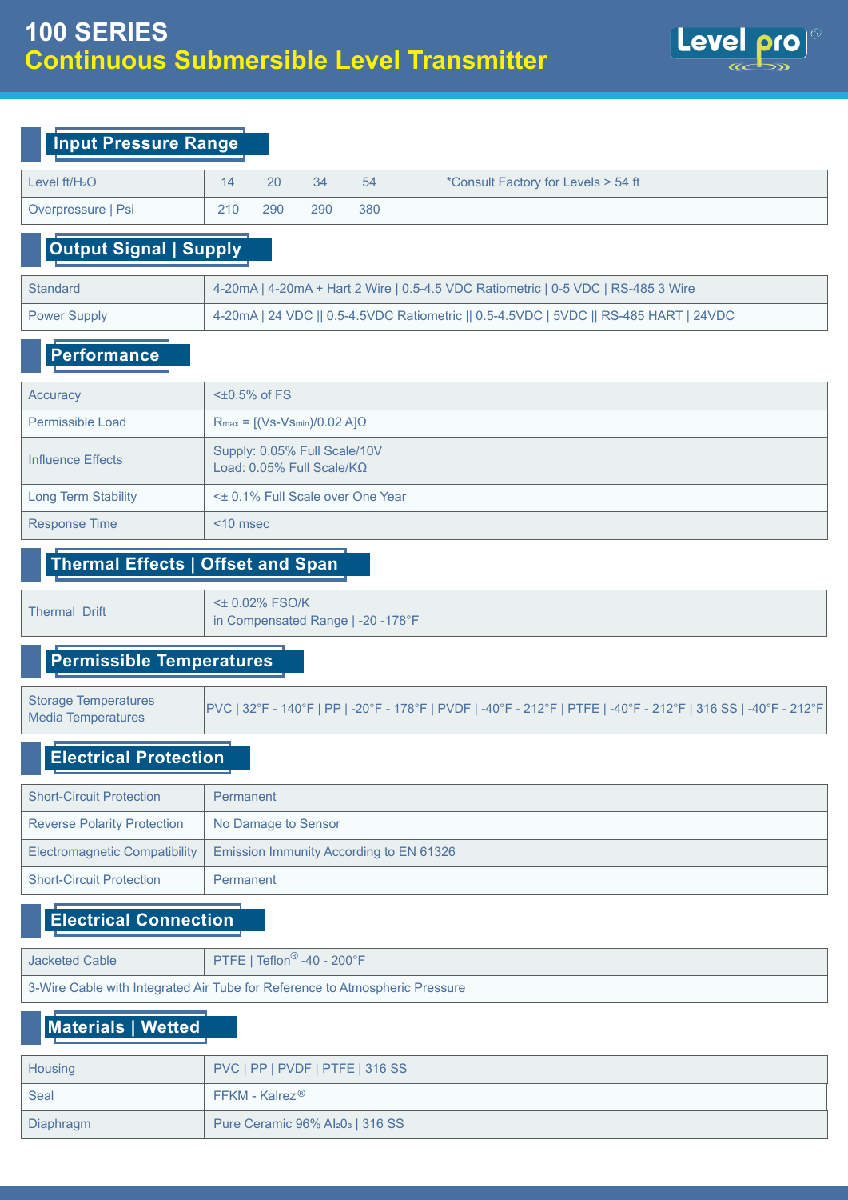# 100 SERIES
## Continuous Submersible Level Transmitter

### Input Pressure Range

| | | | | | |
|---|---|---|---|---|---|
| Level ft/$H_2O$ | 14 | 20 | 34 | 54 | *Consult Factory for Levels > 54 ft |
| Overpressure \| Psi | 210 | 290 | 290 | 380 | |

### Output Signal | Supply

| | |
|---|---|
| Standard | 4-20mA \| 4-20mA + Hart 2 Wire \| 0.5-4.5 VDC Ratiometric \| 0-5 VDC \| RS-485 3 Wire |
| Power Supply | 4-20mA \| 24 VDC \|\| 0.5-4.5VDC Ratiometric \|\| 0.5-4.5VDC \| 5VDC \|\| RS-485 HART \| 24VDC |

### Performance

| | |
|---|---|
| Accuracy | <±0.5% of FS |
| Permissible Load | $R_{max}$ = [(Vs-$Vs_{min}$)/0.02 A]Ω |
| Influence Effects | Supply: 0.05% Full Scale/10V<br>Load: 0.05% Full Scale/KΩ |
| Long Term Stability | <± 0.1% Full Scale over One Year |
| Response Time | <10 msec |

### Thermal Effects | Offset and Span

| | |
|---|---|
| Thermal Drift | <± 0.02% FSO/K<br>in Compensated Range \| -20 -178°F |

### Permissible Temperatures

| | |
|---|---|
| Storage Temperatures<br>Media Temperatures | PVC \| 32°F - 140°F \| PP \| -20°F - 178°F \| PVDF \| -40°F - 212°F \| PTFE \| -40°F - 212°F \| 316 SS \| -40°F - 212°F |

### Electrical Protection

| | |
|---|---|
| Short-Circuit Protection | Permanent |
| Reverse Polarity Protection | No Damage to Sensor |
| Electromagnetic Compatibility | Emission Immunity According to EN 61326 |
| Short-Circuit Protection | Permanent |

### Electrical Connection

| | |
|---|---|
| Jacketed Cable | PTFE \| Teflon® -40 - 200°F |
| 3-Wire Cable with Integrated Air Tube for Reference to Atmospheric Pressure | |

### Materials | Wetted

| | |
|---|---|
| Housing | PVC \| PP \| PVDF \| PTFE \| 316 SS |
| Seal | FFKM - Kalrez® |
| Diaphragm | Pure Ceramic 96% $Al_2O_3$ \| 316 SS |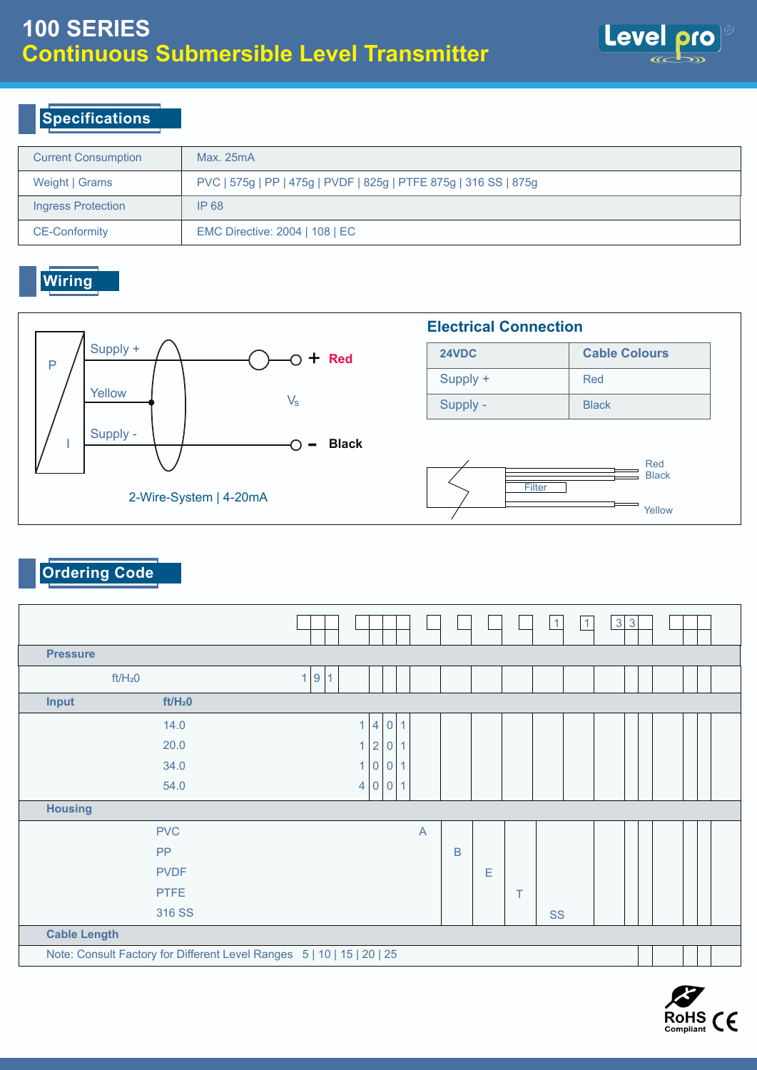# 100 SERIES
## Continuous Submersible Level Transmitter

## Specifications

| | |
|---|---|
| Current Consumption | Max. 25mA |
| Weight \| Grams | PVC \| 575g \| PP \| 475g \| PVDF \| 825g \| PTFE 875g \| 316 SS \| 875g |
| Ingress Protection | IP 68 |
| CE-Conformity | EMC Directive: 2004 \| 108 \| EC |

## Wiring

P

I

Supply +

Yellow

Supply -

$V_s$

+ Red

- Black

2-Wire-System | 4-20mA

### Electrical Connection

| 24VDC | Cable Colours |
|---|---|
| Supply + | Red |
| Supply - | Black |

Filter

Red

Black

Yellow

## Ordering Code

| | | | | | | | | | | | | | | | | | | | | | |
|---|---|---|---|---|---|---|---|---|---|---|---|---|---|---|---|---|---|---|---|---|---|
| | | | | | | | | | | | | | 1 | 1 | 3 | 3 | | | | | |
| **Pressure** | | | | | | | | | | | | | | | | | | | | | |
| ft/H₂0 | 1 | 9 | 1 | | | | | | | | | | | | | | | | | | |
| **Input** ft/H₂0 | | | | | | | | | | | | | | | | | | | | | |
| 14.0 | | | | 1 | 4 | 0 | 1 | | | | | | | | | | | | | | |
| 20.0 | | | | 1 | 2 | 0 | 1 | | | | | | | | | | | | | | |
| 34.0 | | | | 1 | 0 | 0 | 1 | | | | | | | | | | | | | | |
| 54.0 | | | | 4 | 0 | 0 | 1 | | | | | | | | | | | | | | |
| **Housing** | | | | | | | | | | | | | | | | | | | | | |
| PVC | | | | | | | | A | | | | | | | | | | | | | |
| PP | | | | | | | | | B | | | | | | | | | | | | |
| PVDF | | | | | | | | | | E | | | | | | | | | | | |
| PTFE | | | | | | | | | | | T | | | | | | | | | | |
| 316 SS | | | | | | | | | | | | SS | | | | | | | | | |
| **Cable Length** | | | | | | | | | | | | | | | | | | | | | |
| Note: Consult Factory for Different Level Ranges 5 \| 10 \| 15 \| 20 \| 25 | | | | | | | | | | | | | | | | | | | | | |

RoHS Compliant CE